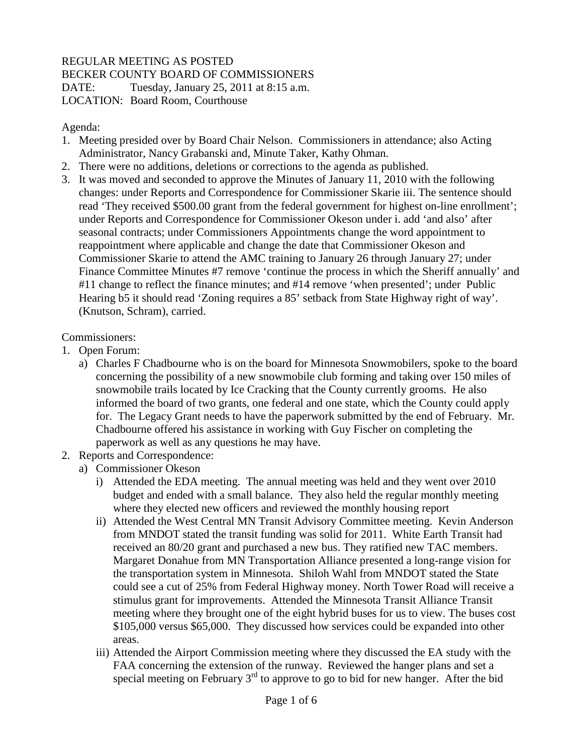REGULAR MEETING AS POSTED
BECKER COUNTY BOARD OF COMMISSIONERS
DATE: Tuesday, January 25, 2011 at 8:15 a.m.
LOCATION: Board Room, Courthouse

Agenda:

1. Meeting presided over by Board Chair Nelson. Commissioners in attendance; also Acting Administrator, Nancy Grabanski and, Minute Taker, Kathy Ohman.
2. There were no additions, deletions or corrections to the agenda as published.
3. It was moved and seconded to approve the Minutes of January 11, 2010 with the following changes: under Reports and Correspondence for Commissioner Skarie iii. The sentence should read 'They received $500.00 grant from the federal government for highest on-line enrollment'; under Reports and Correspondence for Commissioner Okeson under i. add 'and also' after seasonal contracts; under Commissioners Appointments change the word appointment to reappointment where applicable and change the date that Commissioner Okeson and Commissioner Skarie to attend the AMC training to January 26 through January 27; under Finance Committee Minutes #7 remove 'continue the process in which the Sheriff annually' and #11 change to reflect the finance minutes; and #14 remove 'when presented'; under Public Hearing b5 it should read 'Zoning requires a 85' setback from State Highway right of way'. (Knutson, Schram), carried.

Commissioners:

1. Open Forum:
   a) Charles F Chadbourne who is on the board for Minnesota Snowmobilers, spoke to the board concerning the possibility of a new snowmobile club forming and taking over 150 miles of snowmobile trails located by Ice Cracking that the County currently grooms. He also informed the board of two grants, one federal and one state, which the County could apply for. The Legacy Grant needs to have the paperwork submitted by the end of February. Mr. Chadbourne offered his assistance in working with Guy Fischer on completing the paperwork as well as any questions he may have.
2. Reports and Correspondence:
   a) Commissioner Okeson
      i) Attended the EDA meeting. The annual meeting was held and they went over 2010 budget and ended with a small balance. They also held the regular monthly meeting where they elected new officers and reviewed the monthly housing report
      ii) Attended the West Central MN Transit Advisory Committee meeting. Kevin Anderson from MNDOT stated the transit funding was solid for 2011. White Earth Transit had received an 80/20 grant and purchased a new bus. They ratified new TAC members. Margaret Donahue from MN Transportation Alliance presented a long-range vision for the transportation system in Minnesota. Shiloh Wahl from MNDOT stated the State could see a cut of 25% from Federal Highway money. North Tower Road will receive a stimulus grant for improvements. Attended the Minnesota Transit Alliance Transit meeting where they brought one of the eight hybrid buses for us to view. The buses cost $105,000 versus $65,000. They discussed how services could be expanded into other areas.
      iii) Attended the Airport Commission meeting where they discussed the EA study with the FAA concerning the extension of the runway. Reviewed the hanger plans and set a special meeting on February 3rd to approve to go to bid for new hanger. After the bid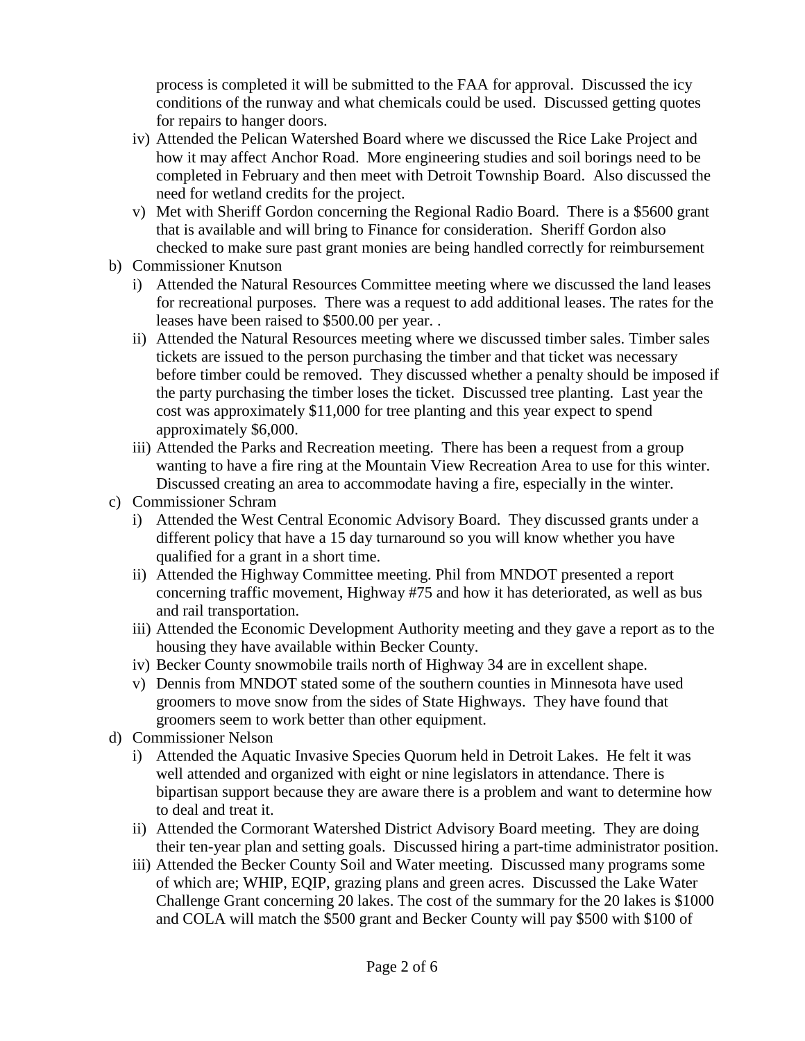process is completed it will be submitted to the FAA for approval. Discussed the icy conditions of the runway and what chemicals could be used. Discussed getting quotes for repairs to hanger doors.

  iv) Attended the Pelican Watershed Board where we discussed the Rice Lake Project and how it may affect Anchor Road. More engineering studies and soil borings need to be completed in February and then meet with Detroit Township Board. Also discussed the need for wetland credits for the project.

  v) Met with Sheriff Gordon concerning the Regional Radio Board. There is a $5600 grant that is available and will bring to Finance for consideration. Sheriff Gordon also checked to make sure past grant monies are being handled correctly for reimbursement

b) Commissioner Knutson

  i) Attended the Natural Resources Committee meeting where we discussed the land leases for recreational purposes. There was a request to add additional leases. The rates for the leases have been raised to $500.00 per year. .

  ii) Attended the Natural Resources meeting where we discussed timber sales. Timber sales tickets are issued to the person purchasing the timber and that ticket was necessary before timber could be removed. They discussed whether a penalty should be imposed if the party purchasing the timber loses the ticket. Discussed tree planting. Last year the cost was approximately $11,000 for tree planting and this year expect to spend approximately $6,000.

  iii) Attended the Parks and Recreation meeting. There has been a request from a group wanting to have a fire ring at the Mountain View Recreation Area to use for this winter. Discussed creating an area to accommodate having a fire, especially in the winter.

c) Commissioner Schram

  i) Attended the West Central Economic Advisory Board. They discussed grants under a different policy that have a 15 day turnaround so you will know whether you have qualified for a grant in a short time.

  ii) Attended the Highway Committee meeting. Phil from MNDOT presented a report concerning traffic movement, Highway #75 and how it has deteriorated, as well as bus and rail transportation.

  iii) Attended the Economic Development Authority meeting and they gave a report as to the housing they have available within Becker County.

  iv) Becker County snowmobile trails north of Highway 34 are in excellent shape.

  v) Dennis from MNDOT stated some of the southern counties in Minnesota have used groomers to move snow from the sides of State Highways. They have found that groomers seem to work better than other equipment.

d) Commissioner Nelson

  i) Attended the Aquatic Invasive Species Quorum held in Detroit Lakes. He felt it was well attended and organized with eight or nine legislators in attendance. There is bipartisan support because they are aware there is a problem and want to determine how to deal and treat it.

  ii) Attended the Cormorant Watershed District Advisory Board meeting. They are doing their ten-year plan and setting goals. Discussed hiring a part-time administrator position.

  iii) Attended the Becker County Soil and Water meeting. Discussed many programs some of which are; WHIP, EQIP, grazing plans and green acres. Discussed the Lake Water Challenge Grant concerning 20 lakes. The cost of the summary for the 20 lakes is $1000 and COLA will match the $500 grant and Becker County will pay $500 with $100 of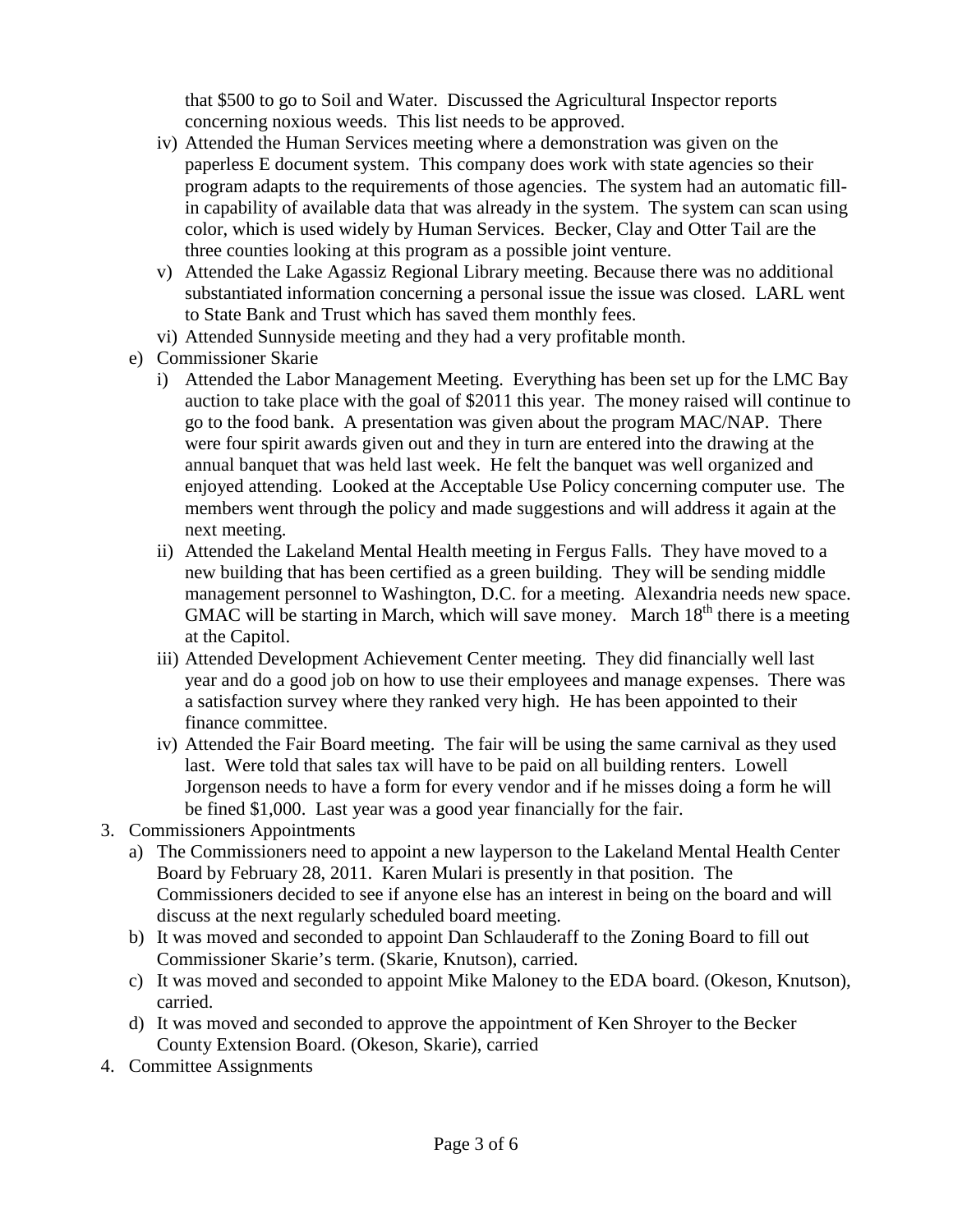that $500 to go to Soil and Water. Discussed the Agricultural Inspector reports concerning noxious weeds. This list needs to be approved.

   - iv) Attended the Human Services meeting where a demonstration was given on the paperless E document system. This company does work with state agencies so their program adapts to the requirements of those agencies. The system had an automatic fill-in capability of available data that was already in the system. The system can scan using color, which is used widely by Human Services. Becker, Clay and Otter Tail are the three counties looking at this program as a possible joint venture.
   - v) Attended the Lake Agassiz Regional Library meeting. Because there was no additional substantiated information concerning a personal issue the issue was closed. LARL went to State Bank and Trust which has saved them monthly fees.
   - vi) Attended Sunnyside meeting and they had a very profitable month.

- e) Commissioner Skarie
   - i) Attended the Labor Management Meeting. Everything has been set up for the LMC Bay auction to take place with the goal of $2011 this year. The money raised will continue to go to the food bank. A presentation was given about the program MAC/NAP. There were four spirit awards given out and they in turn are entered into the drawing at the annual banquet that was held last week. He felt the banquet was well organized and enjoyed attending. Looked at the Acceptable Use Policy concerning computer use. The members went through the policy and made suggestions and will address it again at the next meeting.
   - ii) Attended the Lakeland Mental Health meeting in Fergus Falls. They have moved to a new building that has been certified as a green building. They will be sending middle management personnel to Washington, D.C. for a meeting. Alexandria needs new space. GMAC will be starting in March, which will save money. March 18th there is a meeting at the Capitol.
   - iii) Attended Development Achievement Center meeting. They did financially well last year and do a good job on how to use their employees and manage expenses. There was a satisfaction survey where they ranked very high. He has been appointed to their finance committee.
   - iv) Attended the Fair Board meeting. The fair will be using the same carnival as they used last. Were told that sales tax will have to be paid on all building renters. Lowell Jorgenson needs to have a form for every vendor and if he misses doing a form he will be fined $1,000. Last year was a good year financially for the fair.

3. Commissioners Appointments
   - a) The Commissioners need to appoint a new layperson to the Lakeland Mental Health Center Board by February 28, 2011. Karen Mulari is presently in that position. The Commissioners decided to see if anyone else has an interest in being on the board and will discuss at the next regularly scheduled board meeting.
   - b) It was moved and seconded to appoint Dan Schlauderaff to the Zoning Board to fill out Commissioner Skarie's term. (Skarie, Knutson), carried.
   - c) It was moved and seconded to appoint Mike Maloney to the EDA board. (Okeson, Knutson), carried.
   - d) It was moved and seconded to approve the appointment of Ken Shroyer to the Becker County Extension Board. (Okeson, Skarie), carried

4. Committee Assignments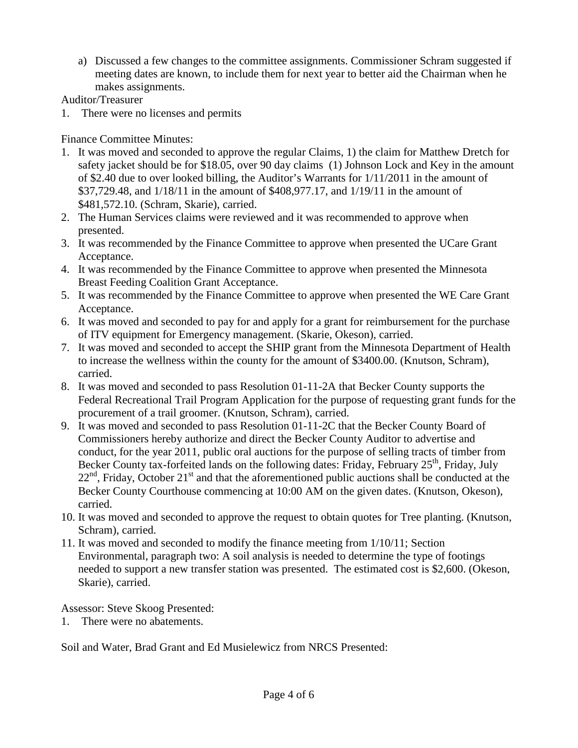a) Discussed a few changes to the committee assignments. Commissioner Schram suggested if meeting dates are known, to include them for next year to better aid the Chairman when he makes assignments.

Auditor/Treasurer

1. There were no licenses and permits

Finance Committee Minutes:

1. It was moved and seconded to approve the regular Claims, 1) the claim for Matthew Dretch for safety jacket should be for $18.05, over 90 day claims (1) Johnson Lock and Key in the amount of $2.40 due to over looked billing, the Auditor's Warrants for 1/11/2011 in the amount of $37,729.48, and 1/18/11 in the amount of $408,977.17, and 1/19/11 in the amount of $481,572.10. (Schram, Skarie), carried.
2. The Human Services claims were reviewed and it was recommended to approve when presented.
3. It was recommended by the Finance Committee to approve when presented the UCare Grant Acceptance.
4. It was recommended by the Finance Committee to approve when presented the Minnesota Breast Feeding Coalition Grant Acceptance.
5. It was recommended by the Finance Committee to approve when presented the WE Care Grant Acceptance.
6. It was moved and seconded to pay for and apply for a grant for reimbursement for the purchase of ITV equipment for Emergency management. (Skarie, Okeson), carried.
7. It was moved and seconded to accept the SHIP grant from the Minnesota Department of Health to increase the wellness within the county for the amount of $3400.00. (Knutson, Schram), carried.
8. It was moved and seconded to pass Resolution 01-11-2A that Becker County supports the Federal Recreational Trail Program Application for the purpose of requesting grant funds for the procurement of a trail groomer. (Knutson, Schram), carried.
9. It was moved and seconded to pass Resolution 01-11-2C that the Becker County Board of Commissioners hereby authorize and direct the Becker County Auditor to advertise and conduct, for the year 2011, public oral auctions for the purpose of selling tracts of timber from Becker County tax-forfeited lands on the following dates: Friday, February 25th, Friday, July 22nd, Friday, October 21st and that the aforementioned public auctions shall be conducted at the Becker County Courthouse commencing at 10:00 AM on the given dates. (Knutson, Okeson), carried.
10. It was moved and seconded to approve the request to obtain quotes for Tree planting. (Knutson, Schram), carried.
11. It was moved and seconded to modify the finance meeting from 1/10/11; Section Environmental, paragraph two: A soil analysis is needed to determine the type of footings needed to support a new transfer station was presented. The estimated cost is $2,600. (Okeson, Skarie), carried.

Assessor: Steve Skoog Presented:

1. There were no abatements.

Soil and Water, Brad Grant and Ed Musielewicz from NRCS Presented: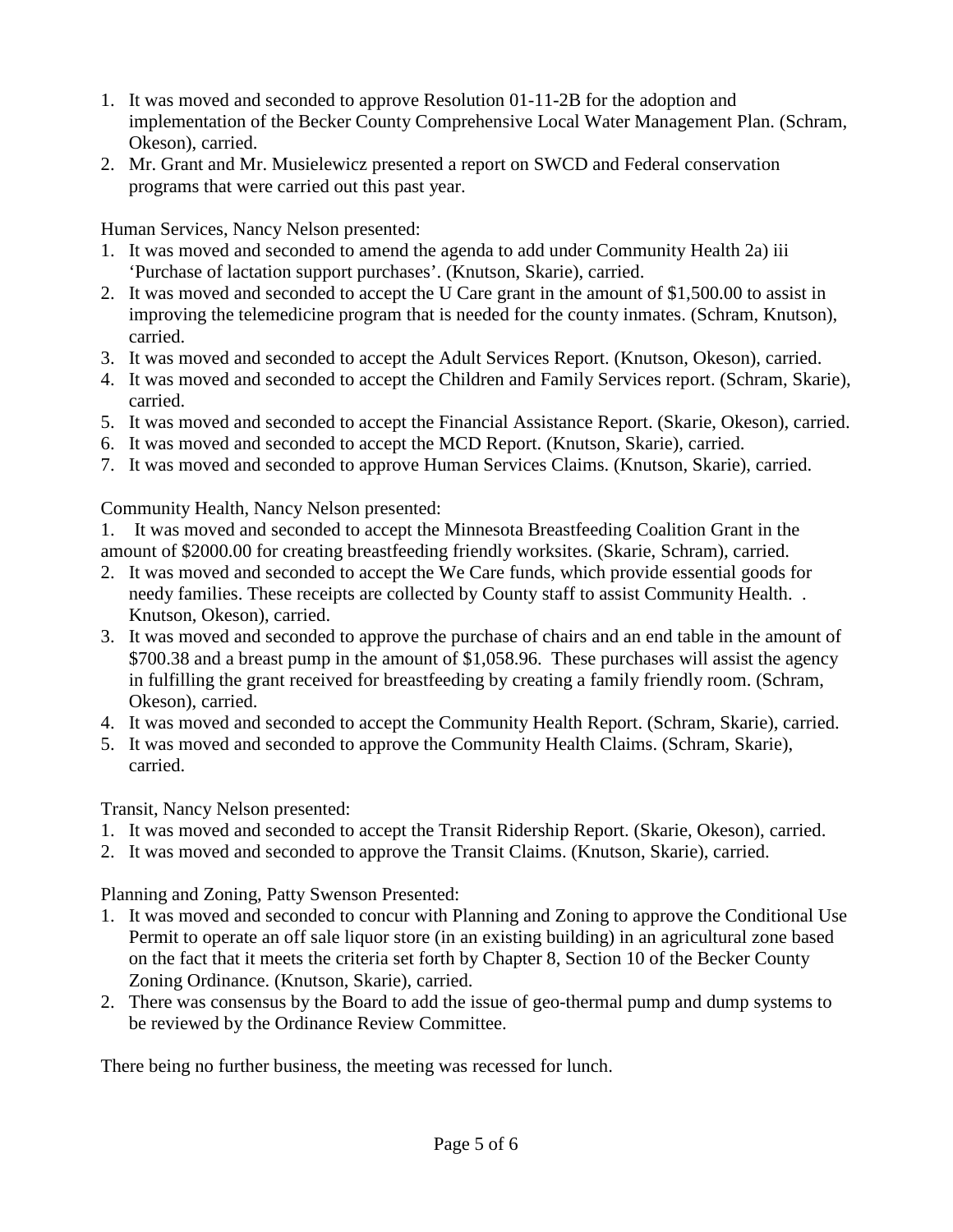1. It was moved and seconded to approve Resolution 01-11-2B for the adoption and implementation of the Becker County Comprehensive Local Water Management Plan. (Schram, Okeson), carried.
2. Mr. Grant and Mr. Musielewicz presented a report on SWCD and Federal conservation programs that were carried out this past year.

Human Services, Nancy Nelson presented:

1. It was moved and seconded to amend the agenda to add under Community Health 2a) iii 'Purchase of lactation support purchases'. (Knutson, Skarie), carried.
2. It was moved and seconded to accept the U Care grant in the amount of $1,500.00 to assist in improving the telemedicine program that is needed for the county inmates. (Schram, Knutson), carried.
3. It was moved and seconded to accept the Adult Services Report. (Knutson, Okeson), carried.
4. It was moved and seconded to accept the Children and Family Services report. (Schram, Skarie), carried.
5. It was moved and seconded to accept the Financial Assistance Report. (Skarie, Okeson), carried.
6. It was moved and seconded to accept the MCD Report. (Knutson, Skarie), carried.
7. It was moved and seconded to approve Human Services Claims. (Knutson, Skarie), carried.

Community Health, Nancy Nelson presented:

1. It was moved and seconded to accept the Minnesota Breastfeeding Coalition Grant in the amount of $2000.00 for creating breastfeeding friendly worksites. (Skarie, Schram), carried.
2. It was moved and seconded to accept the We Care funds, which provide essential goods for needy families. These receipts are collected by County staff to assist Community Health. . Knutson, Okeson), carried.
3. It was moved and seconded to approve the purchase of chairs and an end table in the amount of $700.38 and a breast pump in the amount of $1,058.96. These purchases will assist the agency in fulfilling the grant received for breastfeeding by creating a family friendly room. (Schram, Okeson), carried.
4. It was moved and seconded to accept the Community Health Report. (Schram, Skarie), carried.
5. It was moved and seconded to approve the Community Health Claims. (Schram, Skarie), carried.

Transit, Nancy Nelson presented:

1. It was moved and seconded to accept the Transit Ridership Report. (Skarie, Okeson), carried.
2. It was moved and seconded to approve the Transit Claims. (Knutson, Skarie), carried.

Planning and Zoning, Patty Swenson Presented:

1. It was moved and seconded to concur with Planning and Zoning to approve the Conditional Use Permit to operate an off sale liquor store (in an existing building) in an agricultural zone based on the fact that it meets the criteria set forth by Chapter 8, Section 10 of the Becker County Zoning Ordinance. (Knutson, Skarie), carried.
2. There was consensus by the Board to add the issue of geo-thermal pump and dump systems to be reviewed by the Ordinance Review Committee.

There being no further business, the meeting was recessed for lunch.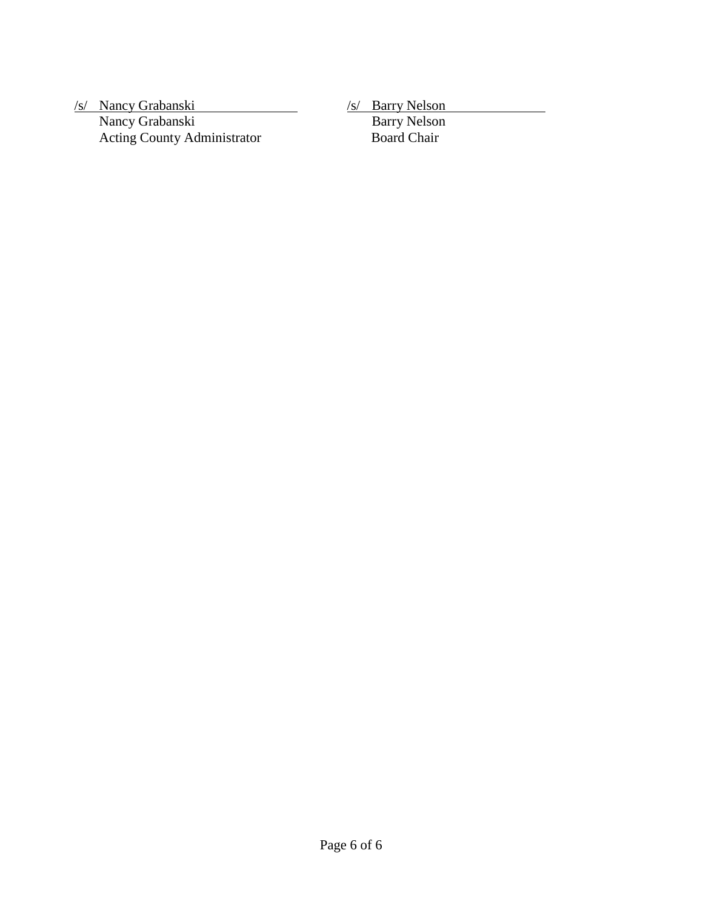/s/ Nancy Grabanski
Nancy Grabanski
Acting County Administrator

/s/ Barry Nelson
Barry Nelson
Board Chair